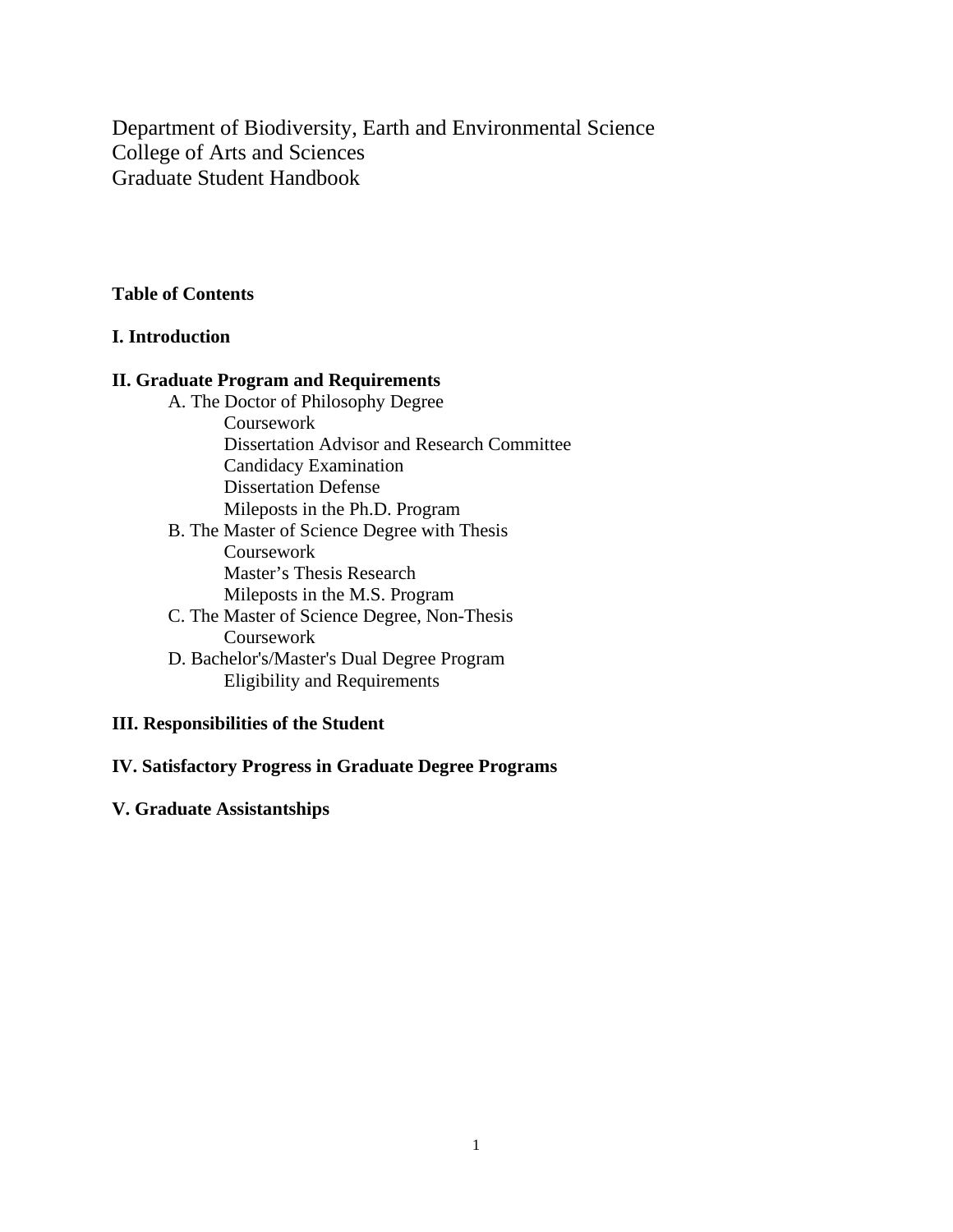Department of Biodiversity, Earth and Environmental Science
College of Arts and Sciences
Graduate Student Handbook

**Table of Contents**

**I. Introduction**

**II. Graduate Program and Requirements**

- A. The Doctor of Philosophy Degree
  - Coursework
  - Dissertation Advisor and Research Committee
  - Candidacy Examination
  - Dissertation Defense
  - Mileposts in the Ph.D. Program
- B. The Master of Science Degree with Thesis
  - Coursework
  - Master's Thesis Research
  - Mileposts in the M.S. Program
- C. The Master of Science Degree, Non-Thesis
  - Coursework
- D. Bachelor's/Master's Dual Degree Program
  - Eligibility and Requirements

**III. Responsibilities of the Student**

**IV. Satisfactory Progress in Graduate Degree Programs**

**V. Graduate Assistantships**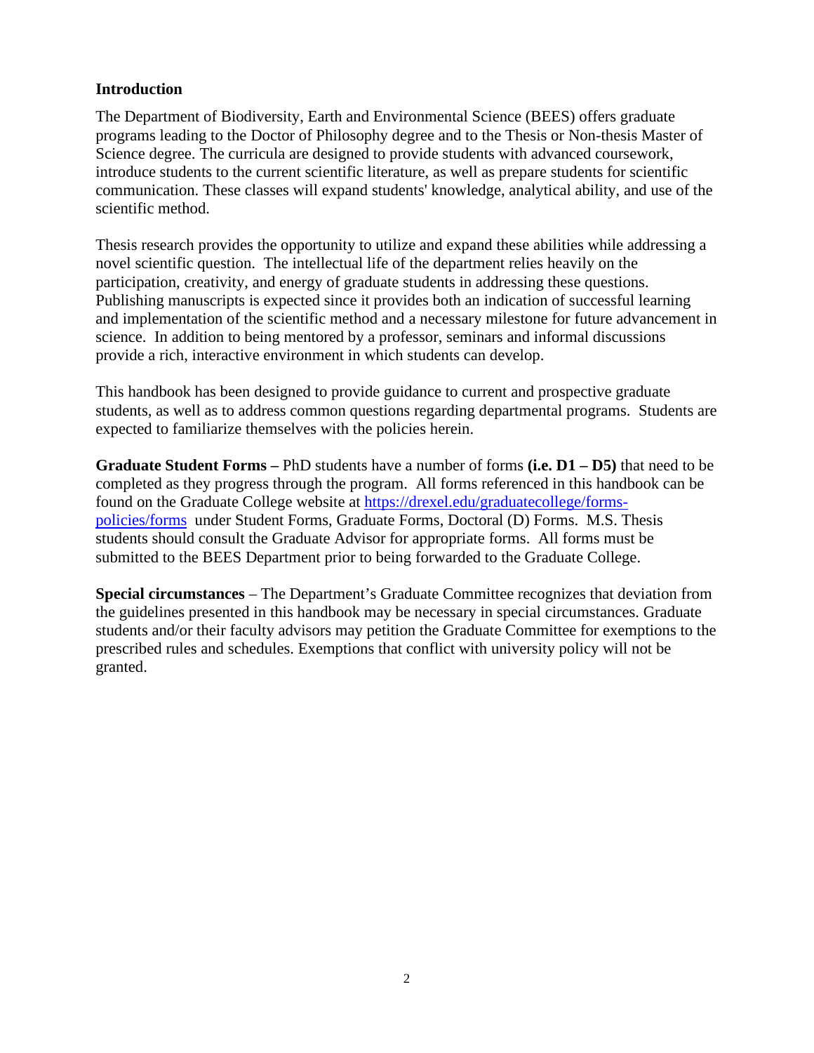## Introduction

The Department of Biodiversity, Earth and Environmental Science (BEES) offers graduate programs leading to the Doctor of Philosophy degree and to the Thesis or Non-thesis Master of Science degree. The curricula are designed to provide students with advanced coursework, introduce students to the current scientific literature, as well as prepare students for scientific communication. These classes will expand students' knowledge, analytical ability, and use of the scientific method.

Thesis research provides the opportunity to utilize and expand these abilities while addressing a novel scientific question. The intellectual life of the department relies heavily on the participation, creativity, and energy of graduate students in addressing these questions. Publishing manuscripts is expected since it provides both an indication of successful learning and implementation of the scientific method and a necessary milestone for future advancement in science. In addition to being mentored by a professor, seminars and informal discussions provide a rich, interactive environment in which students can develop.

This handbook has been designed to provide guidance to current and prospective graduate students, as well as to address common questions regarding departmental programs. Students are expected to familiarize themselves with the policies herein.

**Graduate Student Forms –** PhD students have a number of forms **(i.e. D1 – D5)** that need to be completed as they progress through the program. All forms referenced in this handbook can be found on the Graduate College website at [https://drexel.edu/graduatecollege/forms-policies/forms](https://drexel.edu/graduatecollege/forms-policies/forms) under Student Forms, Graduate Forms, Doctoral (D) Forms. M.S. Thesis students should consult the Graduate Advisor for appropriate forms. All forms must be submitted to the BEES Department prior to being forwarded to the Graduate College.

**Special circumstances** – The Department's Graduate Committee recognizes that deviation from the guidelines presented in this handbook may be necessary in special circumstances. Graduate students and/or their faculty advisors may petition the Graduate Committee for exemptions to the prescribed rules and schedules. Exemptions that conflict with university policy will not be granted.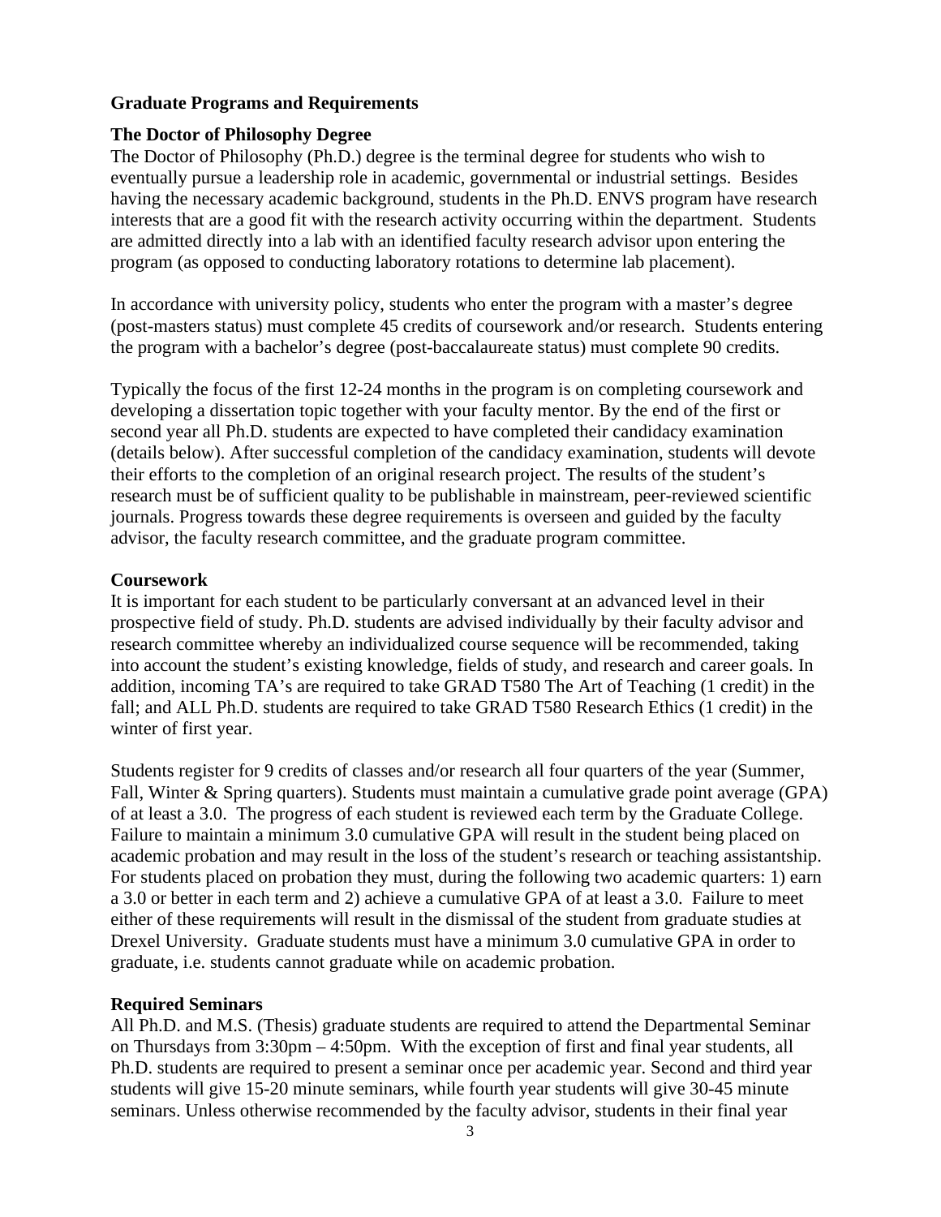## Graduate Programs and Requirements

### The Doctor of Philosophy Degree

The Doctor of Philosophy (Ph.D.) degree is the terminal degree for students who wish to eventually pursue a leadership role in academic, governmental or industrial settings. Besides having the necessary academic background, students in the Ph.D. ENVS program have research interests that are a good fit with the research activity occurring within the department. Students are admitted directly into a lab with an identified faculty research advisor upon entering the program (as opposed to conducting laboratory rotations to determine lab placement).

In accordance with university policy, students who enter the program with a master's degree (post-masters status) must complete 45 credits of coursework and/or research. Students entering the program with a bachelor's degree (post-baccalaureate status) must complete 90 credits.

Typically the focus of the first 12-24 months in the program is on completing coursework and developing a dissertation topic together with your faculty mentor. By the end of the first or second year all Ph.D. students are expected to have completed their candidacy examination (details below). After successful completion of the candidacy examination, students will devote their efforts to the completion of an original research project. The results of the student's research must be of sufficient quality to be publishable in mainstream, peer-reviewed scientific journals. Progress towards these degree requirements is overseen and guided by the faculty advisor, the faculty research committee, and the graduate program committee.

### Coursework

It is important for each student to be particularly conversant at an advanced level in their prospective field of study. Ph.D. students are advised individually by their faculty advisor and research committee whereby an individualized course sequence will be recommended, taking into account the student's existing knowledge, fields of study, and research and career goals. In addition, incoming TA's are required to take GRAD T580 The Art of Teaching (1 credit) in the fall; and ALL Ph.D. students are required to take GRAD T580 Research Ethics (1 credit) in the winter of first year.

Students register for 9 credits of classes and/or research all four quarters of the year (Summer, Fall, Winter & Spring quarters). Students must maintain a cumulative grade point average (GPA) of at least a 3.0. The progress of each student is reviewed each term by the Graduate College. Failure to maintain a minimum 3.0 cumulative GPA will result in the student being placed on academic probation and may result in the loss of the student's research or teaching assistantship. For students placed on probation they must, during the following two academic quarters: 1) earn a 3.0 or better in each term and 2) achieve a cumulative GPA of at least a 3.0. Failure to meet either of these requirements will result in the dismissal of the student from graduate studies at Drexel University. Graduate students must have a minimum 3.0 cumulative GPA in order to graduate, i.e. students cannot graduate while on academic probation.

### Required Seminars

All Ph.D. and M.S. (Thesis) graduate students are required to attend the Departmental Seminar on Thursdays from 3:30pm – 4:50pm. With the exception of first and final year students, all Ph.D. students are required to present a seminar once per academic year. Second and third year students will give 15-20 minute seminars, while fourth year students will give 30-45 minute seminars. Unless otherwise recommended by the faculty advisor, students in their final year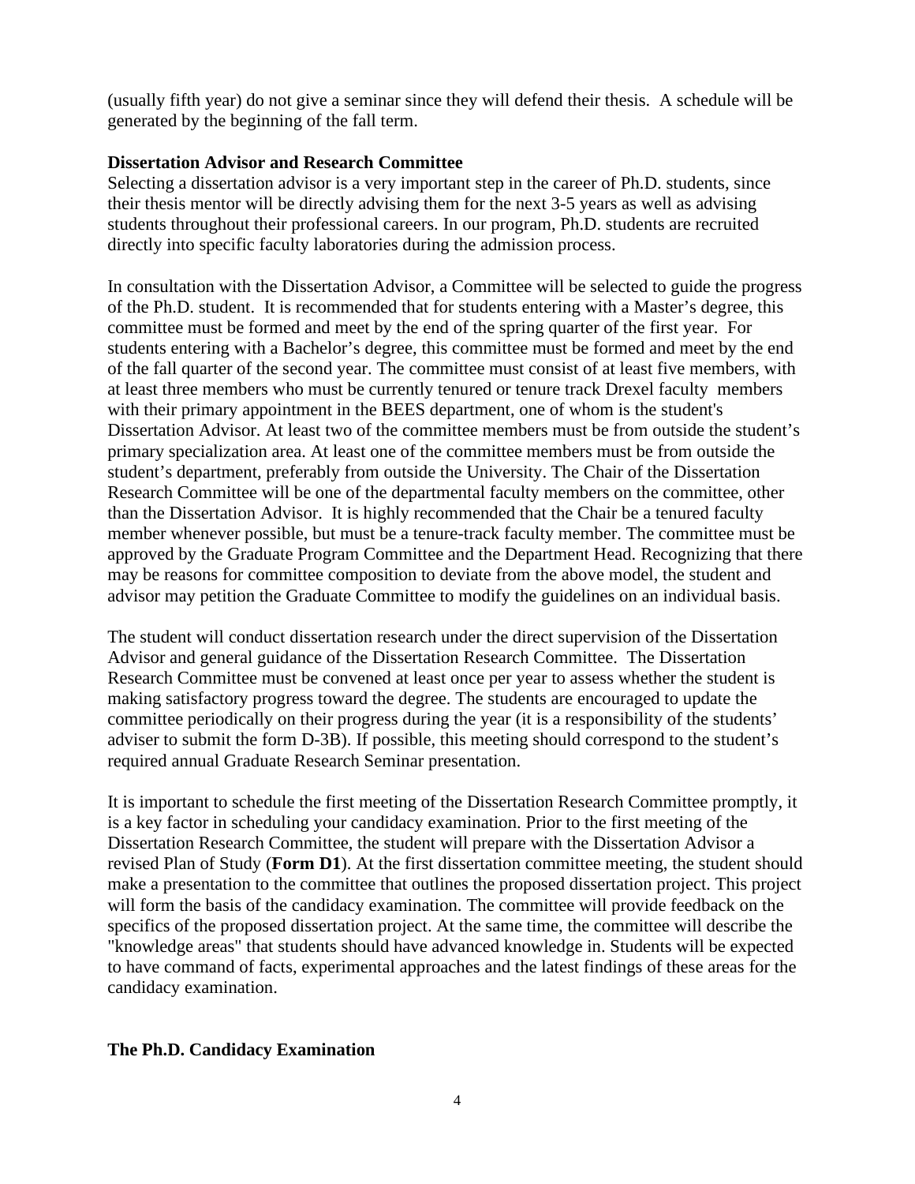(usually fifth year) do not give a seminar since they will defend their thesis. A schedule will be generated by the beginning of the fall term.

**Dissertation Advisor and Research Committee**

Selecting a dissertation advisor is a very important step in the career of Ph.D. students, since their thesis mentor will be directly advising them for the next 3-5 years as well as advising students throughout their professional careers. In our program, Ph.D. students are recruited directly into specific faculty laboratories during the admission process.

In consultation with the Dissertation Advisor, a Committee will be selected to guide the progress of the Ph.D. student. It is recommended that for students entering with a Master's degree, this committee must be formed and meet by the end of the spring quarter of the first year. For students entering with a Bachelor's degree, this committee must be formed and meet by the end of the fall quarter of the second year. The committee must consist of at least five members, with at least three members who must be currently tenured or tenure track Drexel faculty members with their primary appointment in the BEES department, one of whom is the student's Dissertation Advisor. At least two of the committee members must be from outside the student's primary specialization area. At least one of the committee members must be from outside the student's department, preferably from outside the University. The Chair of the Dissertation Research Committee will be one of the departmental faculty members on the committee, other than the Dissertation Advisor. It is highly recommended that the Chair be a tenured faculty member whenever possible, but must be a tenure-track faculty member. The committee must be approved by the Graduate Program Committee and the Department Head. Recognizing that there may be reasons for committee composition to deviate from the above model, the student and advisor may petition the Graduate Committee to modify the guidelines on an individual basis.

The student will conduct dissertation research under the direct supervision of the Dissertation Advisor and general guidance of the Dissertation Research Committee. The Dissertation Research Committee must be convened at least once per year to assess whether the student is making satisfactory progress toward the degree. The students are encouraged to update the committee periodically on their progress during the year (it is a responsibility of the students' adviser to submit the form D-3B). If possible, this meeting should correspond to the student's required annual Graduate Research Seminar presentation.

It is important to schedule the first meeting of the Dissertation Research Committee promptly, it is a key factor in scheduling your candidacy examination. Prior to the first meeting of the Dissertation Research Committee, the student will prepare with the Dissertation Advisor a revised Plan of Study (**Form D1**). At the first dissertation committee meeting, the student should make a presentation to the committee that outlines the proposed dissertation project. This project will form the basis of the candidacy examination. The committee will provide feedback on the specifics of the proposed dissertation project. At the same time, the committee will describe the "knowledge areas" that students should have advanced knowledge in. Students will be expected to have command of facts, experimental approaches and the latest findings of these areas for the candidacy examination.

**The Ph.D. Candidacy Examination**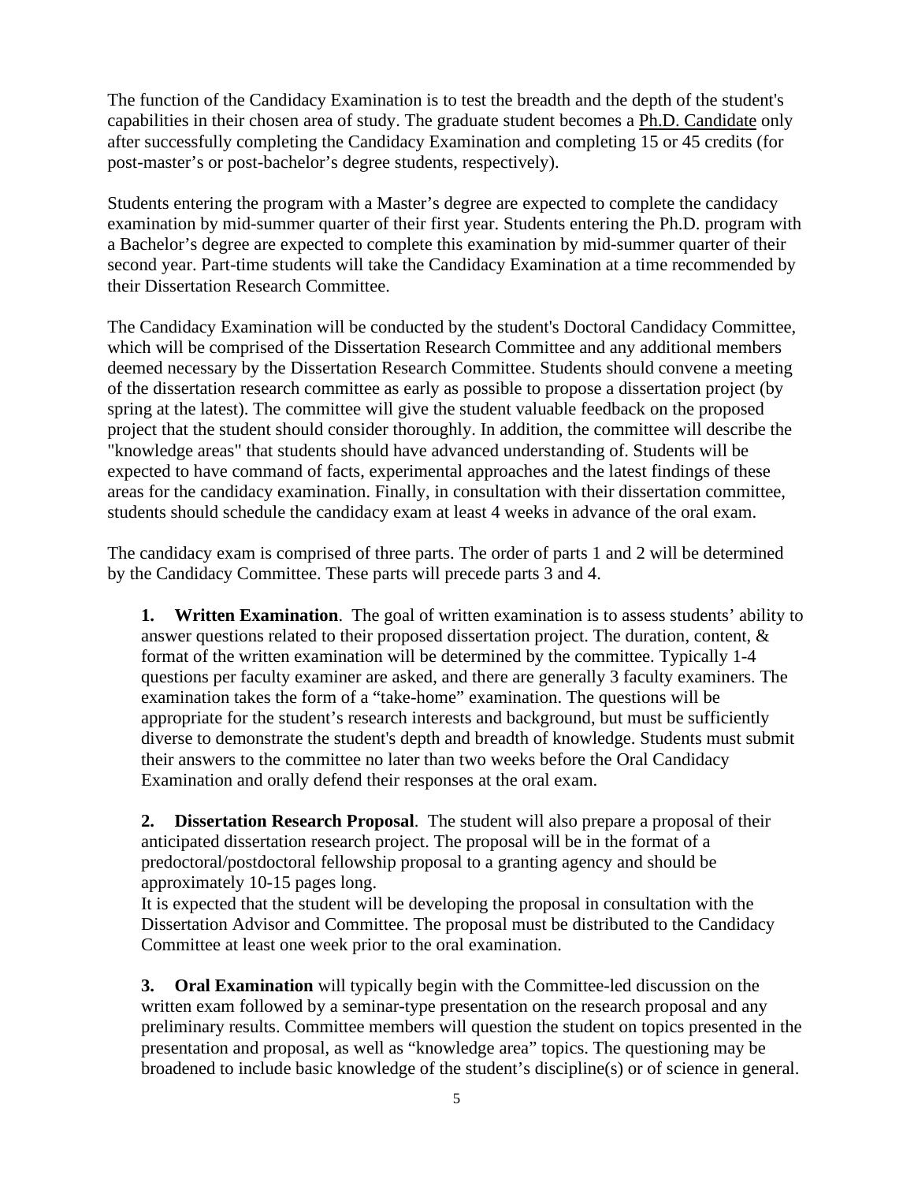The function of the Candidacy Examination is to test the breadth and the depth of the student's capabilities in their chosen area of study. The graduate student becomes a Ph.D. Candidate only after successfully completing the Candidacy Examination and completing 15 or 45 credits (for post-master's or post-bachelor's degree students, respectively).

Students entering the program with a Master's degree are expected to complete the candidacy examination by mid-summer quarter of their first year. Students entering the Ph.D. program with a Bachelor's degree are expected to complete this examination by mid-summer quarter of their second year. Part-time students will take the Candidacy Examination at a time recommended by their Dissertation Research Committee.

The Candidacy Examination will be conducted by the student's Doctoral Candidacy Committee, which will be comprised of the Dissertation Research Committee and any additional members deemed necessary by the Dissertation Research Committee. Students should convene a meeting of the dissertation research committee as early as possible to propose a dissertation project (by spring at the latest). The committee will give the student valuable feedback on the proposed project that the student should consider thoroughly. In addition, the committee will describe the "knowledge areas" that students should have advanced understanding of. Students will be expected to have command of facts, experimental approaches and the latest findings of these areas for the candidacy examination. Finally, in consultation with their dissertation committee, students should schedule the candidacy exam at least 4 weeks in advance of the oral exam.

The candidacy exam is comprised of three parts. The order of parts 1 and 2 will be determined by the Candidacy Committee. These parts will precede parts 3 and 4.

1. **Written Examination**. The goal of written examination is to assess students' ability to answer questions related to their proposed dissertation project. The duration, content, & format of the written examination will be determined by the committee. Typically 1-4 questions per faculty examiner are asked, and there are generally 3 faculty examiners. The examination takes the form of a "take-home" examination. The questions will be appropriate for the student's research interests and background, but must be sufficiently diverse to demonstrate the student's depth and breadth of knowledge. Students must submit their answers to the committee no later than two weeks before the Oral Candidacy Examination and orally defend their responses at the oral exam.

2. **Dissertation Research Proposal**. The student will also prepare a proposal of their anticipated dissertation research project. The proposal will be in the format of a predoctoral/postdoctoral fellowship proposal to a granting agency and should be approximately 10-15 pages long.
   It is expected that the student will be developing the proposal in consultation with the Dissertation Advisor and Committee. The proposal must be distributed to the Candidacy Committee at least one week prior to the oral examination.

3. **Oral Examination** will typically begin with the Committee-led discussion on the written exam followed by a seminar-type presentation on the research proposal and any preliminary results. Committee members will question the student on topics presented in the presentation and proposal, as well as "knowledge area" topics. The questioning may be broadened to include basic knowledge of the student's discipline(s) or of science in general.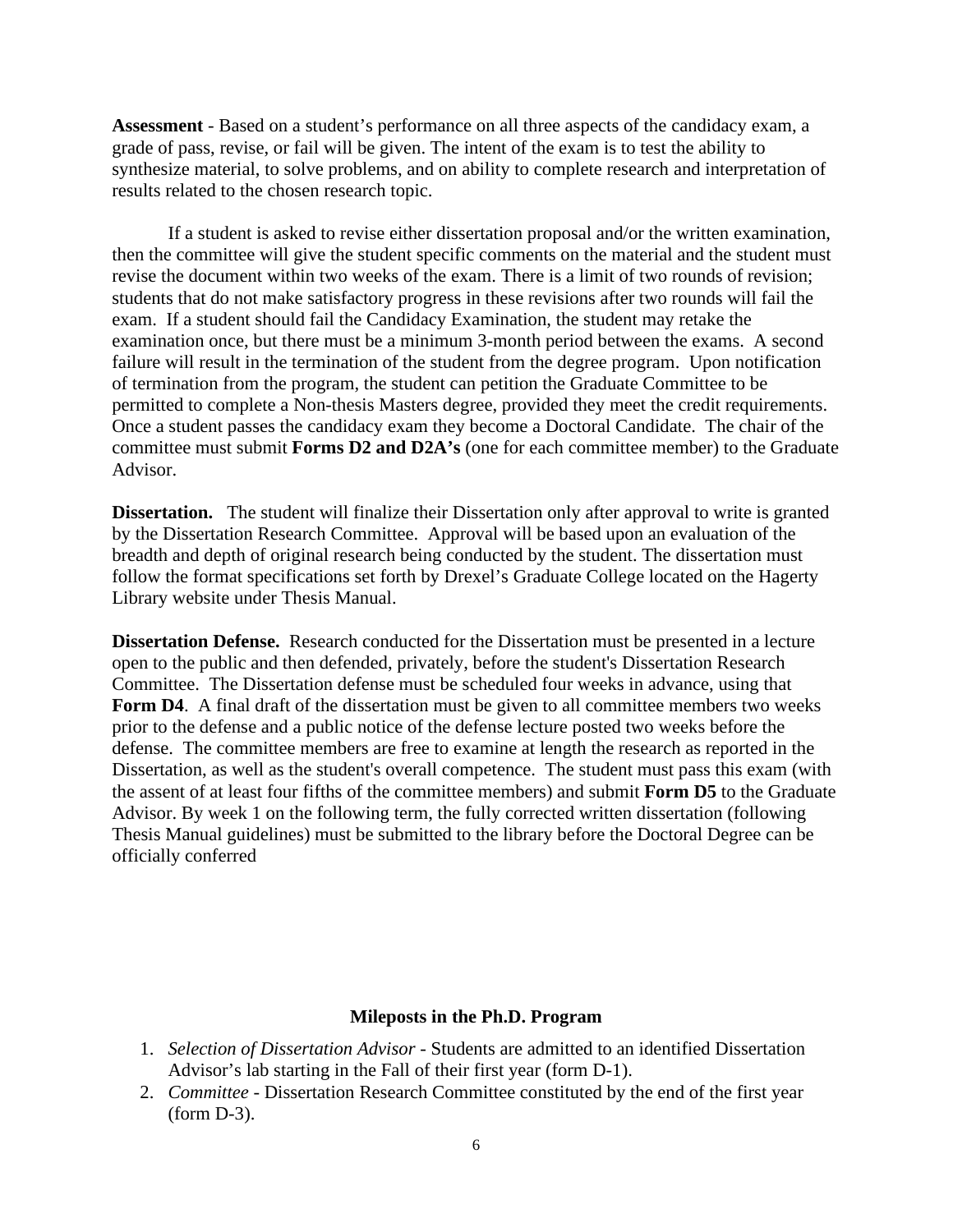**Assessment** - Based on a student's performance on all three aspects of the candidacy exam, a grade of pass, revise, or fail will be given. The intent of the exam is to test the ability to synthesize material, to solve problems, and on ability to complete research and interpretation of results related to the chosen research topic.

If a student is asked to revise either dissertation proposal and/or the written examination, then the committee will give the student specific comments on the material and the student must revise the document within two weeks of the exam. There is a limit of two rounds of revision; students that do not make satisfactory progress in these revisions after two rounds will fail the exam. If a student should fail the Candidacy Examination, the student may retake the examination once, but there must be a minimum 3-month period between the exams. A second failure will result in the termination of the student from the degree program. Upon notification of termination from the program, the student can petition the Graduate Committee to be permitted to complete a Non-thesis Masters degree, provided they meet the credit requirements. Once a student passes the candidacy exam they become a Doctoral Candidate. The chair of the committee must submit **Forms D2 and D2A's** (one for each committee member) to the Graduate Advisor.

**Dissertation.** The student will finalize their Dissertation only after approval to write is granted by the Dissertation Research Committee. Approval will be based upon an evaluation of the breadth and depth of original research being conducted by the student. The dissertation must follow the format specifications set forth by Drexel's Graduate College located on the Hagerty Library website under Thesis Manual.

**Dissertation Defense.** Research conducted for the Dissertation must be presented in a lecture open to the public and then defended, privately, before the student's Dissertation Research Committee. The Dissertation defense must be scheduled four weeks in advance, using that **Form D4**. A final draft of the dissertation must be given to all committee members two weeks prior to the defense and a public notice of the defense lecture posted two weeks before the defense. The committee members are free to examine at length the research as reported in the Dissertation, as well as the student's overall competence. The student must pass this exam (with the assent of at least four fifths of the committee members) and submit **Form D5** to the Graduate Advisor. By week 1 on the following term, the fully corrected written dissertation (following Thesis Manual guidelines) must be submitted to the library before the Doctoral Degree can be officially conferred

## Mileposts in the Ph.D. Program

1. *Selection of Dissertation Advisor* - Students are admitted to an identified Dissertation Advisor's lab starting in the Fall of their first year (form D-1).
2. *Committee* - Dissertation Research Committee constituted by the end of the first year (form D-3).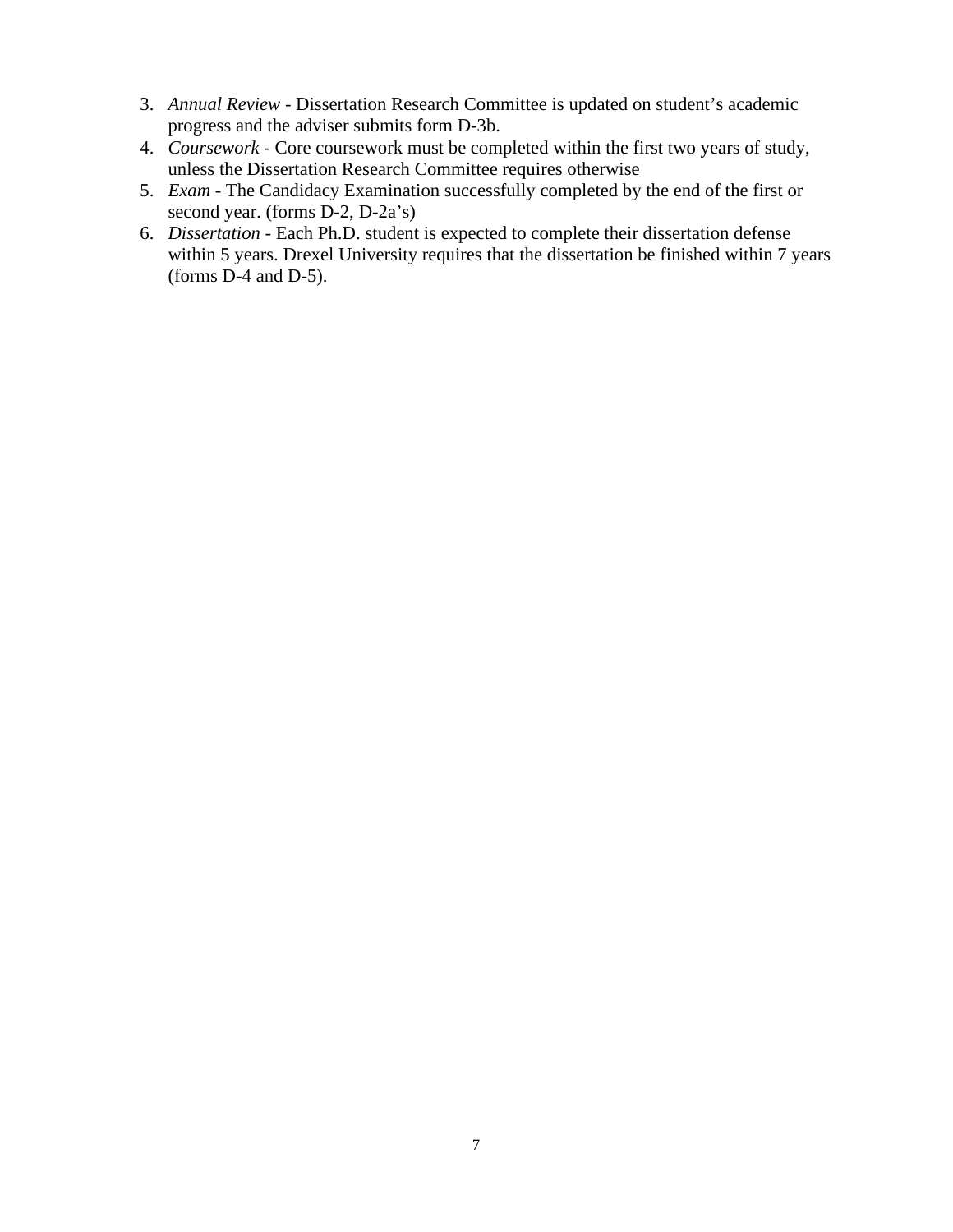3. *Annual Review* - Dissertation Research Committee is updated on student's academic progress and the adviser submits form D-3b.
4. *Coursework* - Core coursework must be completed within the first two years of study, unless the Dissertation Research Committee requires otherwise
5. *Exam* - The Candidacy Examination successfully completed by the end of the first or second year. (forms D-2, D-2a's)
6. *Dissertation* - Each Ph.D. student is expected to complete their dissertation defense within 5 years. Drexel University requires that the dissertation be finished within 7 years (forms D-4 and D-5).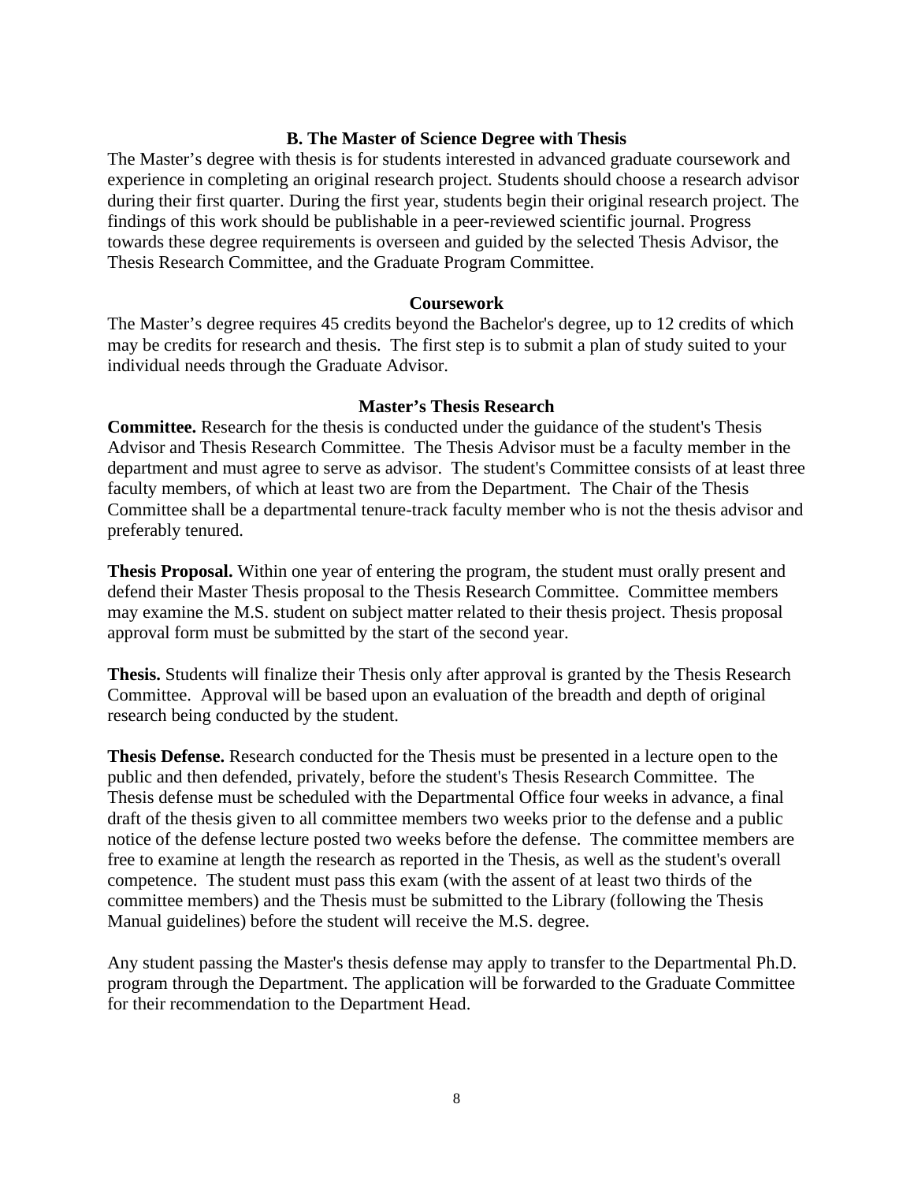## B. The Master of Science Degree with Thesis

The Master's degree with thesis is for students interested in advanced graduate coursework and experience in completing an original research project. Students should choose a research advisor during their first quarter. During the first year, students begin their original research project. The findings of this work should be publishable in a peer-reviewed scientific journal. Progress towards these degree requirements is overseen and guided by the selected Thesis Advisor, the Thesis Research Committee, and the Graduate Program Committee.

### Coursework

The Master's degree requires 45 credits beyond the Bachelor's degree, up to 12 credits of which may be credits for research and thesis. The first step is to submit a plan of study suited to your individual needs through the Graduate Advisor.

### Master's Thesis Research

**Committee.** Research for the thesis is conducted under the guidance of the student's Thesis Advisor and Thesis Research Committee. The Thesis Advisor must be a faculty member in the department and must agree to serve as advisor. The student's Committee consists of at least three faculty members, of which at least two are from the Department. The Chair of the Thesis Committee shall be a departmental tenure-track faculty member who is not the thesis advisor and preferably tenured.

**Thesis Proposal.** Within one year of entering the program, the student must orally present and defend their Master Thesis proposal to the Thesis Research Committee. Committee members may examine the M.S. student on subject matter related to their thesis project. Thesis proposal approval form must be submitted by the start of the second year.

**Thesis.** Students will finalize their Thesis only after approval is granted by the Thesis Research Committee. Approval will be based upon an evaluation of the breadth and depth of original research being conducted by the student.

**Thesis Defense.** Research conducted for the Thesis must be presented in a lecture open to the public and then defended, privately, before the student's Thesis Research Committee. The Thesis defense must be scheduled with the Departmental Office four weeks in advance, a final draft of the thesis given to all committee members two weeks prior to the defense and a public notice of the defense lecture posted two weeks before the defense. The committee members are free to examine at length the research as reported in the Thesis, as well as the student's overall competence. The student must pass this exam (with the assent of at least two thirds of the committee members) and the Thesis must be submitted to the Library (following the Thesis Manual guidelines) before the student will receive the M.S. degree.

Any student passing the Master's thesis defense may apply to transfer to the Departmental Ph.D. program through the Department. The application will be forwarded to the Graduate Committee for their recommendation to the Department Head.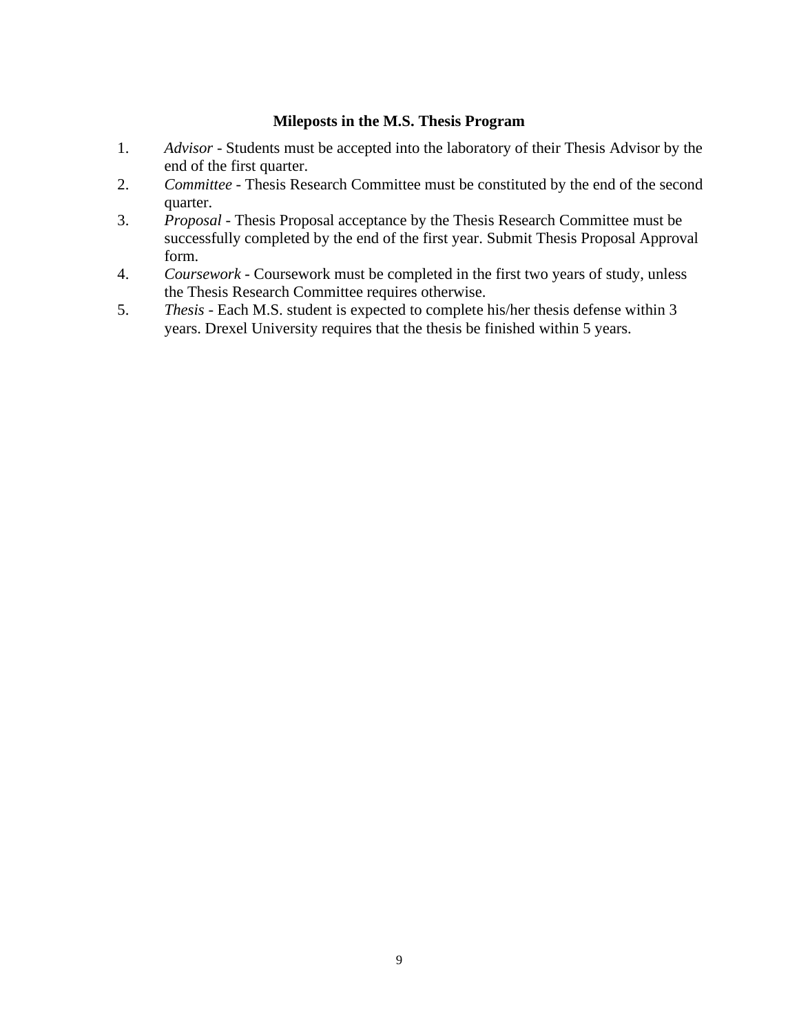## Mileposts in the M.S. Thesis Program

1. *Advisor* - Students must be accepted into the laboratory of their Thesis Advisor by the end of the first quarter.
2. *Committee* - Thesis Research Committee must be constituted by the end of the second quarter.
3. *Proposal* - Thesis Proposal acceptance by the Thesis Research Committee must be successfully completed by the end of the first year. Submit Thesis Proposal Approval form.
4. *Coursework* - Coursework must be completed in the first two years of study, unless the Thesis Research Committee requires otherwise.
5. *Thesis* - Each M.S. student is expected to complete his/her thesis defense within 3 years. Drexel University requires that the thesis be finished within 5 years.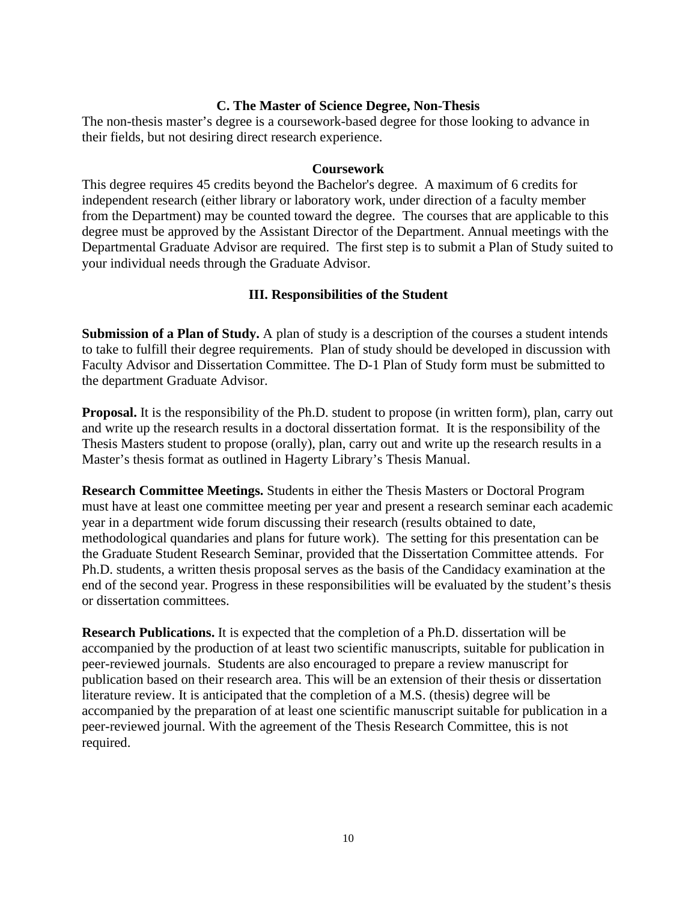### C. The Master of Science Degree, Non-Thesis

The non-thesis master's degree is a coursework-based degree for those looking to advance in their fields, but not desiring direct research experience.

#### Coursework

This degree requires 45 credits beyond the Bachelor's degree. A maximum of 6 credits for independent research (either library or laboratory work, under direction of a faculty member from the Department) may be counted toward the degree. The courses that are applicable to this degree must be approved by the Assistant Director of the Department. Annual meetings with the Departmental Graduate Advisor are required. The first step is to submit a Plan of Study suited to your individual needs through the Graduate Advisor.

## III. Responsibilities of the Student

**Submission of a Plan of Study.** A plan of study is a description of the courses a student intends to take to fulfill their degree requirements. Plan of study should be developed in discussion with Faculty Advisor and Dissertation Committee. The D-1 Plan of Study form must be submitted to the department Graduate Advisor.

**Proposal.** It is the responsibility of the Ph.D. student to propose (in written form), plan, carry out and write up the research results in a doctoral dissertation format. It is the responsibility of the Thesis Masters student to propose (orally), plan, carry out and write up the research results in a Master's thesis format as outlined in Hagerty Library's Thesis Manual.

**Research Committee Meetings.** Students in either the Thesis Masters or Doctoral Program must have at least one committee meeting per year and present a research seminar each academic year in a department wide forum discussing their research (results obtained to date, methodological quandaries and plans for future work). The setting for this presentation can be the Graduate Student Research Seminar, provided that the Dissertation Committee attends. For Ph.D. students, a written thesis proposal serves as the basis of the Candidacy examination at the end of the second year. Progress in these responsibilities will be evaluated by the student's thesis or dissertation committees.

**Research Publications.** It is expected that the completion of a Ph.D. dissertation will be accompanied by the production of at least two scientific manuscripts, suitable for publication in peer-reviewed journals. Students are also encouraged to prepare a review manuscript for publication based on their research area. This will be an extension of their thesis or dissertation literature review. It is anticipated that the completion of a M.S. (thesis) degree will be accompanied by the preparation of at least one scientific manuscript suitable for publication in a peer-reviewed journal. With the agreement of the Thesis Research Committee, this is not required.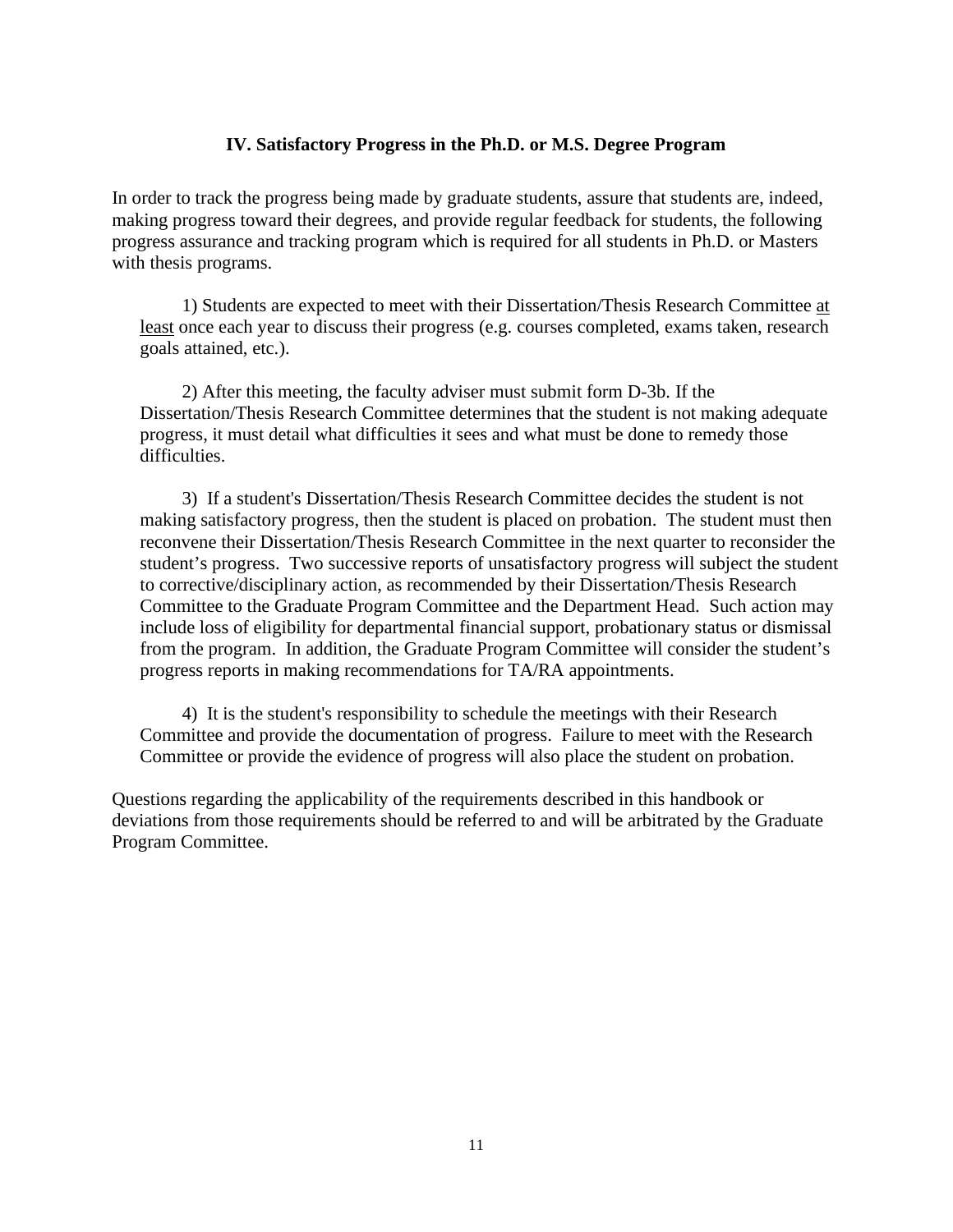### IV. Satisfactory Progress in the Ph.D. or M.S. Degree Program

In order to track the progress being made by graduate students, assure that students are, indeed, making progress toward their degrees, and provide regular feedback for students, the following progress assurance and tracking program which is required for all students in Ph.D. or Masters with thesis programs.

1) Students are expected to meet with their Dissertation/Thesis Research Committee <u>at least</u> once each year to discuss their progress (e.g. courses completed, exams taken, research goals attained, etc.).

2) After this meeting, the faculty adviser must submit form D-3b. If the Dissertation/Thesis Research Committee determines that the student is not making adequate progress, it must detail what difficulties it sees and what must be done to remedy those difficulties.

3) If a student's Dissertation/Thesis Research Committee decides the student is not making satisfactory progress, then the student is placed on probation. The student must then reconvene their Dissertation/Thesis Research Committee in the next quarter to reconsider the student's progress. Two successive reports of unsatisfactory progress will subject the student to corrective/disciplinary action, as recommended by their Dissertation/Thesis Research Committee to the Graduate Program Committee and the Department Head. Such action may include loss of eligibility for departmental financial support, probationary status or dismissal from the program. In addition, the Graduate Program Committee will consider the student's progress reports in making recommendations for TA/RA appointments.

4) It is the student's responsibility to schedule the meetings with their Research Committee and provide the documentation of progress. Failure to meet with the Research Committee or provide the evidence of progress will also place the student on probation.

Questions regarding the applicability of the requirements described in this handbook or deviations from those requirements should be referred to and will be arbitrated by the Graduate Program Committee.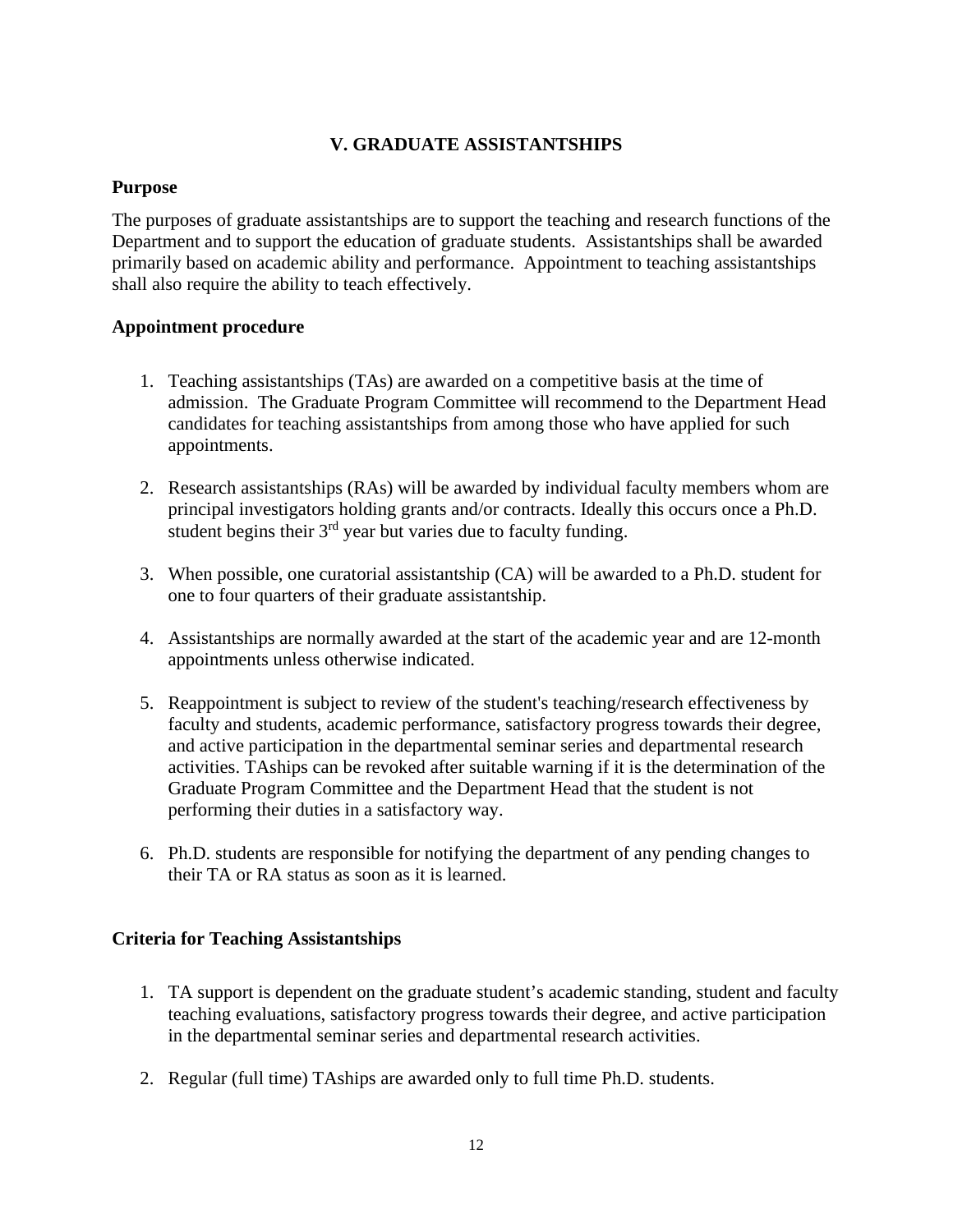# V. GRADUATE ASSISTANTSHIPS

## Purpose

The purposes of graduate assistantships are to support the teaching and research functions of the Department and to support the education of graduate students. Assistantships shall be awarded primarily based on academic ability and performance. Appointment to teaching assistantships shall also require the ability to teach effectively.

## Appointment procedure

1. Teaching assistantships (TAs) are awarded on a competitive basis at the time of admission. The Graduate Program Committee will recommend to the Department Head candidates for teaching assistantships from among those who have applied for such appointments.

2. Research assistantships (RAs) will be awarded by individual faculty members whom are principal investigators holding grants and/or contracts. Ideally this occurs once a Ph.D. student begins their 3rd year but varies due to faculty funding.

3. When possible, one curatorial assistantship (CA) will be awarded to a Ph.D. student for one to four quarters of their graduate assistantship.

4. Assistantships are normally awarded at the start of the academic year and are 12-month appointments unless otherwise indicated.

5. Reappointment is subject to review of the student's teaching/research effectiveness by faculty and students, academic performance, satisfactory progress towards their degree, and active participation in the departmental seminar series and departmental research activities. TAships can be revoked after suitable warning if it is the determination of the Graduate Program Committee and the Department Head that the student is not performing their duties in a satisfactory way.

6. Ph.D. students are responsible for notifying the department of any pending changes to their TA or RA status as soon as it is learned.

## Criteria for Teaching Assistantships

1. TA support is dependent on the graduate student's academic standing, student and faculty teaching evaluations, satisfactory progress towards their degree, and active participation in the departmental seminar series and departmental research activities.

2. Regular (full time) TAships are awarded only to full time Ph.D. students.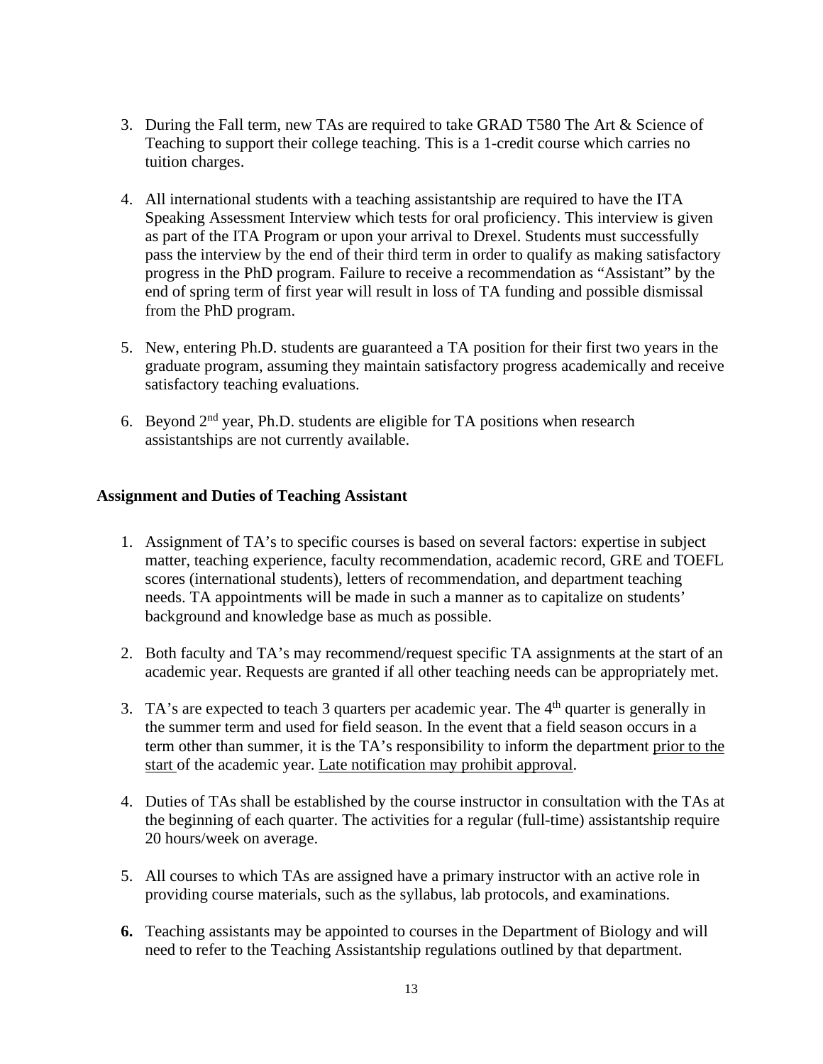3. During the Fall term, new TAs are required to take GRAD T580 The Art & Science of Teaching to support their college teaching. This is a 1-credit course which carries no tuition charges.

4. All international students with a teaching assistantship are required to have the ITA Speaking Assessment Interview which tests for oral proficiency. This interview is given as part of the ITA Program or upon your arrival to Drexel. Students must successfully pass the interview by the end of their third term in order to qualify as making satisfactory progress in the PhD program. Failure to receive a recommendation as "Assistant" by the end of spring term of first year will result in loss of TA funding and possible dismissal from the PhD program.

5. New, entering Ph.D. students are guaranteed a TA position for their first two years in the graduate program, assuming they maintain satisfactory progress academically and receive satisfactory teaching evaluations.

6. Beyond 2nd year, Ph.D. students are eligible for TA positions when research assistantships are not currently available.

**Assignment and Duties of Teaching Assistant**

1. Assignment of TA's to specific courses is based on several factors: expertise in subject matter, teaching experience, faculty recommendation, academic record, GRE and TOEFL scores (international students), letters of recommendation, and department teaching needs. TA appointments will be made in such a manner as to capitalize on students' background and knowledge base as much as possible.

2. Both faculty and TA's may recommend/request specific TA assignments at the start of an academic year. Requests are granted if all other teaching needs can be appropriately met.

3. TA's are expected to teach 3 quarters per academic year. The 4th quarter is generally in the summer term and used for field season. In the event that a field season occurs in a term other than summer, it is the TA's responsibility to inform the department <u>prior to the start</u> of the academic year. <u>Late notification may prohibit approval</u>.

4. Duties of TAs shall be established by the course instructor in consultation with the TAs at the beginning of each quarter. The activities for a regular (full-time) assistantship require 20 hours/week on average.

5. All courses to which TAs are assigned have a primary instructor with an active role in providing course materials, such as the syllabus, lab protocols, and examinations.

6. Teaching assistants may be appointed to courses in the Department of Biology and will need to refer to the Teaching Assistantship regulations outlined by that department.